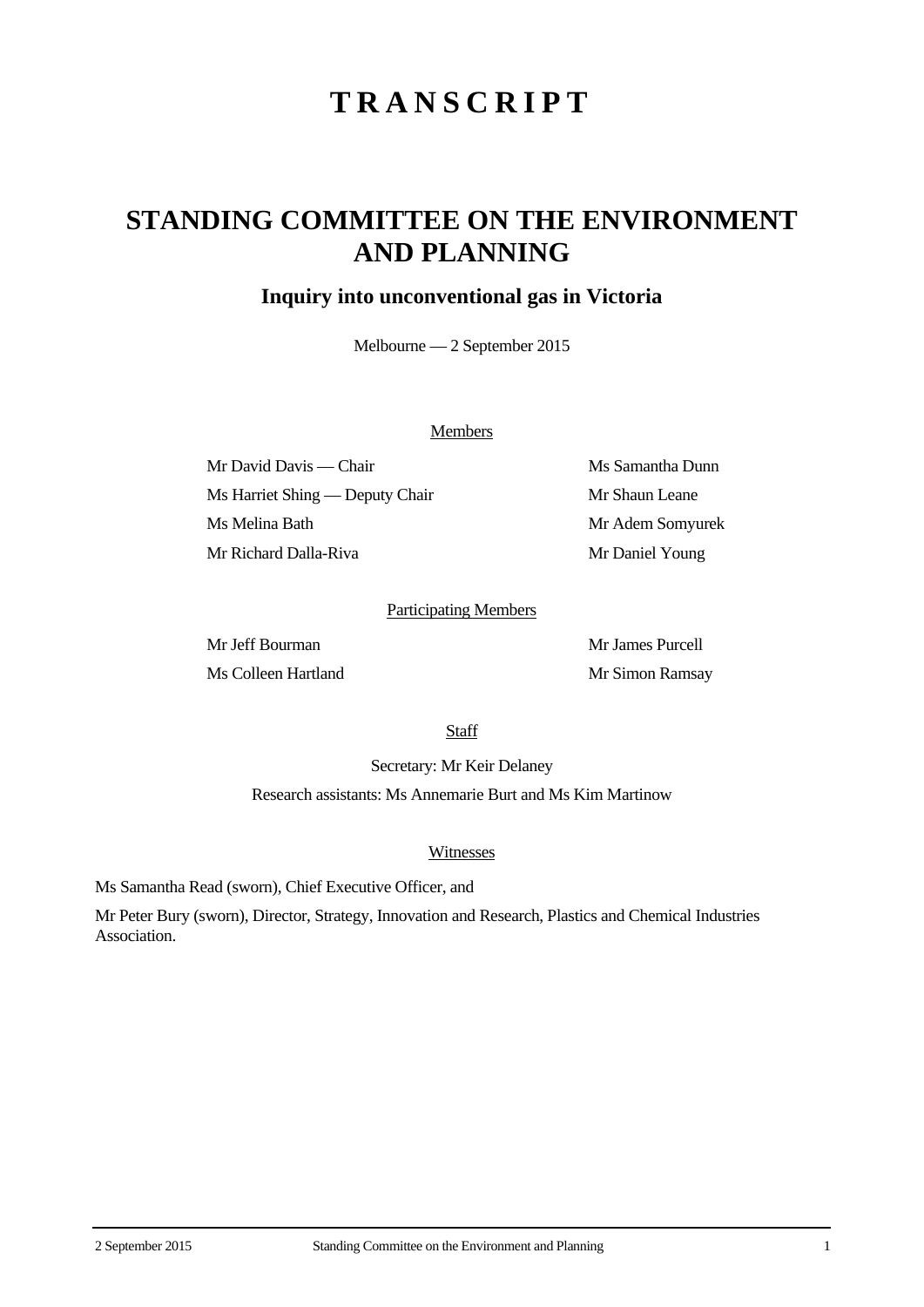# TRANSCRIPT

## STANDING COMMITTEE ON THE ENVIRONMENT AND PLANNING

### Inquiry into unconventional gas in Victoria

Melbourne — 2 September 2015

Members

Mr David Davis — Chair

Ms Harriet Shing — Deputy Chair

Ms Melina Bath

Mr Richard Dalla-Riva

Ms Samantha Dunn

Mr Shaun Leane

Mr Adem Somyurek

Mr Daniel Young

Participating Members

Mr Jeff Bourman

Ms Colleen Hartland

Mr James Purcell

Mr Simon Ramsay

Staff

Secretary: Mr Keir Delaney

Research assistants: Ms Annemarie Burt and Ms Kim Martinow

Witnesses

Ms Samantha Read (sworn), Chief Executive Officer, and

Mr Peter Bury (sworn), Director, Strategy, Innovation and Research, Plastics and Chemical Industries Association.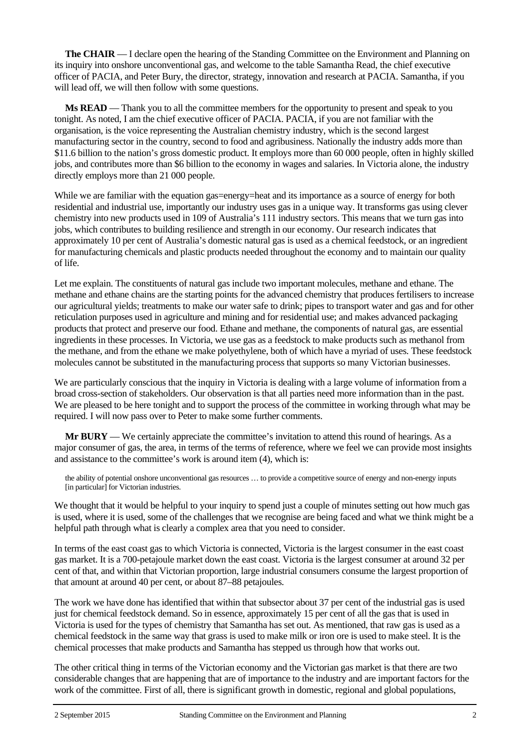**The CHAIR** — I declare open the hearing of the Standing Committee on the Environment and Planning on its inquiry into onshore unconventional gas, and welcome to the table Samantha Read, the chief executive officer of PACIA, and Peter Bury, the director, strategy, innovation and research at PACIA. Samantha, if you will lead off, we will then follow with some questions.

**Ms READ** — Thank you to all the committee members for the opportunity to present and speak to you tonight. As noted, I am the chief executive officer of PACIA. PACIA, if you are not familiar with the organisation, is the voice representing the Australian chemistry industry, which is the second largest manufacturing sector in the country, second to food and agribusiness. Nationally the industry adds more than $11.6 billion to the nation's gross domestic product. It employs more than 60 000 people, often in highly skilled jobs, and contributes more than $6 billion to the economy in wages and salaries. In Victoria alone, the industry directly employs more than 21 000 people.

While we are familiar with the equation gas=energy=heat and its importance as a source of energy for both residential and industrial use, importantly our industry uses gas in a unique way. It transforms gas using clever chemistry into new products used in 109 of Australia's 111 industry sectors. This means that we turn gas into jobs, which contributes to building resilience and strength in our economy. Our research indicates that approximately 10 per cent of Australia's domestic natural gas is used as a chemical feedstock, or an ingredient for manufacturing chemicals and plastic products needed throughout the economy and to maintain our quality of life.

Let me explain. The constituents of natural gas include two important molecules, methane and ethane. The methane and ethane chains are the starting points for the advanced chemistry that produces fertilisers to increase our agricultural yields; treatments to make our water safe to drink; pipes to transport water and gas and for other reticulation purposes used in agriculture and mining and for residential use; and makes advanced packaging products that protect and preserve our food. Ethane and methane, the components of natural gas, are essential ingredients in these processes. In Victoria, we use gas as a feedstock to make products such as methanol from the methane, and from the ethane we make polyethylene, both of which have a myriad of uses. These feedstock molecules cannot be substituted in the manufacturing process that supports so many Victorian businesses.

We are particularly conscious that the inquiry in Victoria is dealing with a large volume of information from a broad cross-section of stakeholders. Our observation is that all parties need more information than in the past. We are pleased to be here tonight and to support the process of the committee in working through what may be required. I will now pass over to Peter to make some further comments.

**Mr BURY** — We certainly appreciate the committee's invitation to attend this round of hearings. As a major consumer of gas, the area, in terms of the terms of reference, where we feel we can provide most insights and assistance to the committee's work is around item (4), which is:

> the ability of potential onshore unconventional gas resources … to provide a competitive source of energy and non-energy inputs [in particular] for Victorian industries.

We thought that it would be helpful to your inquiry to spend just a couple of minutes setting out how much gas is used, where it is used, some of the challenges that we recognise are being faced and what we think might be a helpful path through what is clearly a complex area that you need to consider.

In terms of the east coast gas to which Victoria is connected, Victoria is the largest consumer in the east coast gas market. It is a 700-petajoule market down the east coast. Victoria is the largest consumer at around 32 per cent of that, and within that Victorian proportion, large industrial consumers consume the largest proportion of that amount at around 40 per cent, or about 87–88 petajoules.

The work we have done has identified that within that subsector about 37 per cent of the industrial gas is used just for chemical feedstock demand. So in essence, approximately 15 per cent of all the gas that is used in Victoria is used for the types of chemistry that Samantha has set out. As mentioned, that raw gas is used as a chemical feedstock in the same way that grass is used to make milk or iron ore is used to make steel. It is the chemical processes that make products and Samantha has stepped us through how that works out.

The other critical thing in terms of the Victorian economy and the Victorian gas market is that there are two considerable changes that are happening that are of importance to the industry and are important factors for the work of the committee. First of all, there is significant growth in domestic, regional and global populations,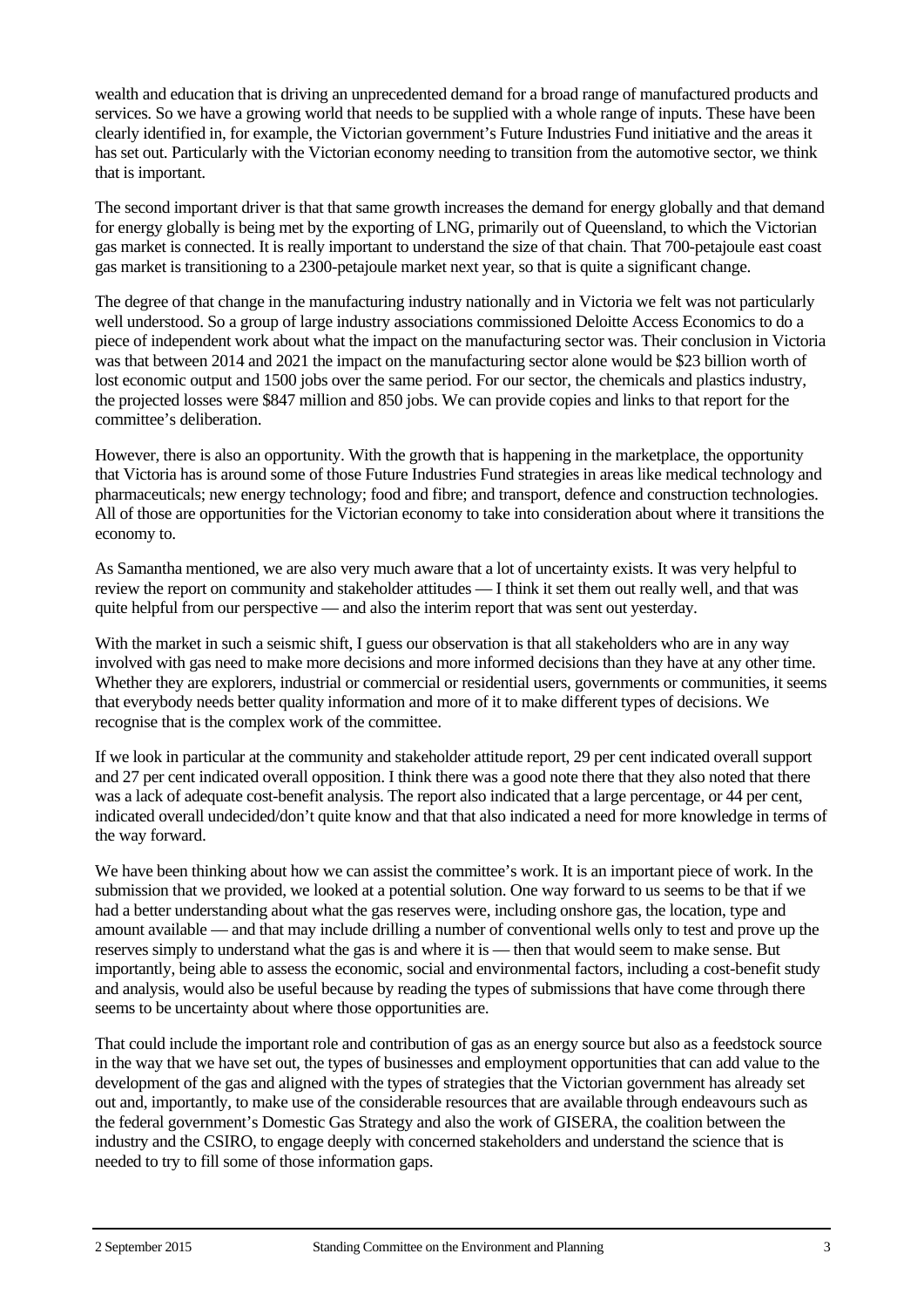wealth and education that is driving an unprecedented demand for a broad range of manufactured products and services. So we have a growing world that needs to be supplied with a whole range of inputs. These have been clearly identified in, for example, the Victorian government's Future Industries Fund initiative and the areas it has set out. Particularly with the Victorian economy needing to transition from the automotive sector, we think that is important.

The second important driver is that that same growth increases the demand for energy globally and that demand for energy globally is being met by the exporting of LNG, primarily out of Queensland, to which the Victorian gas market is connected. It is really important to understand the size of that chain. That 700-petajoule east coast gas market is transitioning to a 2300-petajoule market next year, so that is quite a significant change.

The degree of that change in the manufacturing industry nationally and in Victoria we felt was not particularly well understood. So a group of large industry associations commissioned Deloitte Access Economics to do a piece of independent work about what the impact on the manufacturing sector was. Their conclusion in Victoria was that between 2014 and 2021 the impact on the manufacturing sector alone would be $23 billion worth of lost economic output and 1500 jobs over the same period. For our sector, the chemicals and plastics industry, the projected losses were $847 million and 850 jobs. We can provide copies and links to that report for the committee's deliberation.

However, there is also an opportunity. With the growth that is happening in the marketplace, the opportunity that Victoria has is around some of those Future Industries Fund strategies in areas like medical technology and pharmaceuticals; new energy technology; food and fibre; and transport, defence and construction technologies. All of those are opportunities for the Victorian economy to take into consideration about where it transitions the economy to.

As Samantha mentioned, we are also very much aware that a lot of uncertainty exists. It was very helpful to review the report on community and stakeholder attitudes — I think it set them out really well, and that was quite helpful from our perspective — and also the interim report that was sent out yesterday.

With the market in such a seismic shift, I guess our observation is that all stakeholders who are in any way involved with gas need to make more decisions and more informed decisions than they have at any other time. Whether they are explorers, industrial or commercial or residential users, governments or communities, it seems that everybody needs better quality information and more of it to make different types of decisions. We recognise that is the complex work of the committee.

If we look in particular at the community and stakeholder attitude report, 29 per cent indicated overall support and 27 per cent indicated overall opposition. I think there was a good note there that they also noted that there was a lack of adequate cost-benefit analysis. The report also indicated that a large percentage, or 44 per cent, indicated overall undecided/don't quite know and that that also indicated a need for more knowledge in terms of the way forward.

We have been thinking about how we can assist the committee's work. It is an important piece of work. In the submission that we provided, we looked at a potential solution. One way forward to us seems to be that if we had a better understanding about what the gas reserves were, including onshore gas, the location, type and amount available — and that may include drilling a number of conventional wells only to test and prove up the reserves simply to understand what the gas is and where it is — then that would seem to make sense. But importantly, being able to assess the economic, social and environmental factors, including a cost-benefit study and analysis, would also be useful because by reading the types of submissions that have come through there seems to be uncertainty about where those opportunities are.

That could include the important role and contribution of gas as an energy source but also as a feedstock source in the way that we have set out, the types of businesses and employment opportunities that can add value to the development of the gas and aligned with the types of strategies that the Victorian government has already set out and, importantly, to make use of the considerable resources that are available through endeavours such as the federal government's Domestic Gas Strategy and also the work of GISERA, the coalition between the industry and the CSIRO, to engage deeply with concerned stakeholders and understand the science that is needed to try to fill some of those information gaps.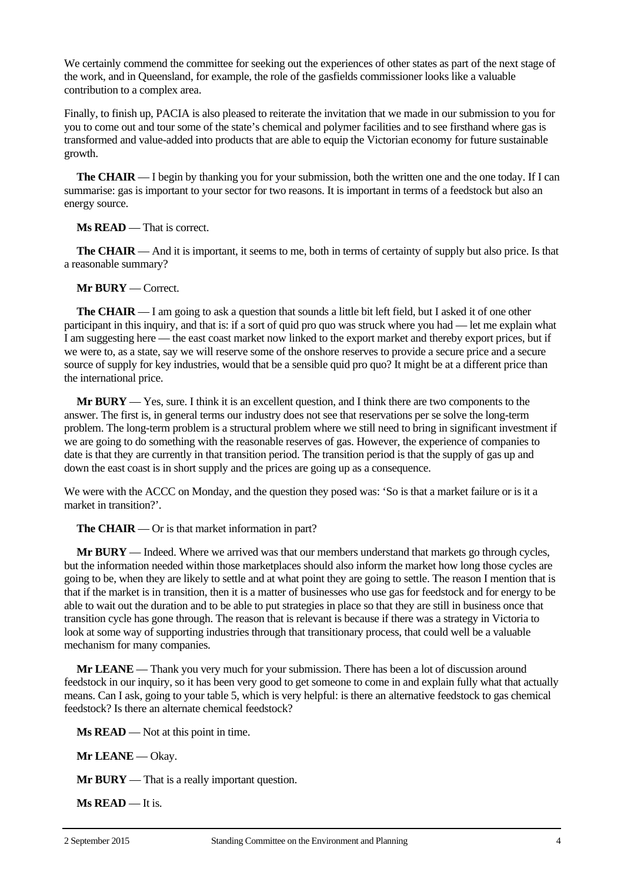We certainly commend the committee for seeking out the experiences of other states as part of the next stage of the work, and in Queensland, for example, the role of the gasfields commissioner looks like a valuable contribution to a complex area.

Finally, to finish up, PACIA is also pleased to reiterate the invitation that we made in our submission to you for you to come out and tour some of the state's chemical and polymer facilities and to see firsthand where gas is transformed and value-added into products that are able to equip the Victorian economy for future sustainable growth.

**The CHAIR** — I begin by thanking you for your submission, both the written one and the one today. If I can summarise: gas is important to your sector for two reasons. It is important in terms of a feedstock but also an energy source.

**Ms READ** — That is correct.

**The CHAIR** — And it is important, it seems to me, both in terms of certainty of supply but also price. Is that a reasonable summary?

**Mr BURY** — Correct.

**The CHAIR** — I am going to ask a question that sounds a little bit left field, but I asked it of one other participant in this inquiry, and that is: if a sort of quid pro quo was struck where you had — let me explain what I am suggesting here — the east coast market now linked to the export market and thereby export prices, but if we were to, as a state, say we will reserve some of the onshore reserves to provide a secure price and a secure source of supply for key industries, would that be a sensible quid pro quo? It might be at a different price than the international price.

**Mr BURY** — Yes, sure. I think it is an excellent question, and I think there are two components to the answer. The first is, in general terms our industry does not see that reservations per se solve the long-term problem. The long-term problem is a structural problem where we still need to bring in significant investment if we are going to do something with the reasonable reserves of gas. However, the experience of companies to date is that they are currently in that transition period. The transition period is that the supply of gas up and down the east coast is in short supply and the prices are going up as a consequence.

We were with the ACCC on Monday, and the question they posed was: 'So is that a market failure or is it a market in transition?'.

**The CHAIR** — Or is that market information in part?

**Mr BURY** — Indeed. Where we arrived was that our members understand that markets go through cycles, but the information needed within those marketplaces should also inform the market how long those cycles are going to be, when they are likely to settle and at what point they are going to settle. The reason I mention that is that if the market is in transition, then it is a matter of businesses who use gas for feedstock and for energy to be able to wait out the duration and to be able to put strategies in place so that they are still in business once that transition cycle has gone through. The reason that is relevant is because if there was a strategy in Victoria to look at some way of supporting industries through that transitionary process, that could well be a valuable mechanism for many companies.

**Mr LEANE** — Thank you very much for your submission. There has been a lot of discussion around feedstock in our inquiry, so it has been very good to get someone to come in and explain fully what that actually means. Can I ask, going to your table 5, which is very helpful: is there an alternative feedstock to gas chemical feedstock? Is there an alternate chemical feedstock?

**Ms READ** — Not at this point in time.

**Mr LEANE** — Okay.

**Mr BURY** — That is a really important question.

**Ms READ** — It is.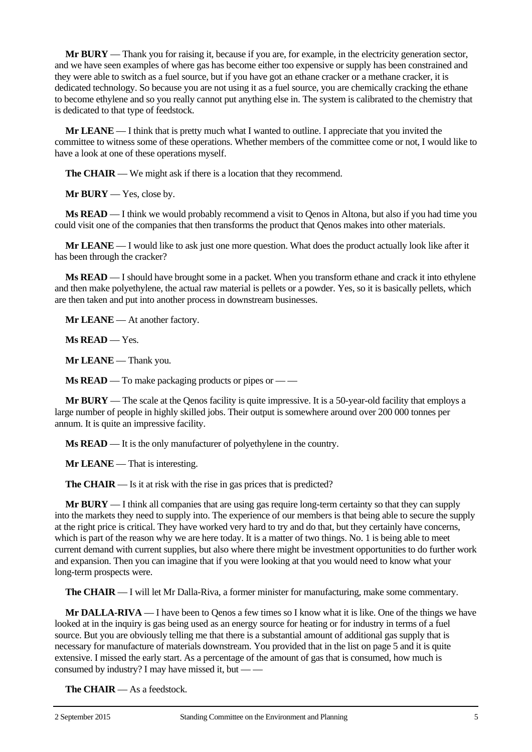**Mr BURY** — Thank you for raising it, because if you are, for example, in the electricity generation sector, and we have seen examples of where gas has become either too expensive or supply has been constrained and they were able to switch as a fuel source, but if you have got an ethane cracker or a methane cracker, it is dedicated technology. So because you are not using it as a fuel source, you are chemically cracking the ethane to become ethylene and so you really cannot put anything else in. The system is calibrated to the chemistry that is dedicated to that type of feedstock.

**Mr LEANE** — I think that is pretty much what I wanted to outline. I appreciate that you invited the committee to witness some of these operations. Whether members of the committee come or not, I would like to have a look at one of these operations myself.

**The CHAIR** — We might ask if there is a location that they recommend.

**Mr BURY** — Yes, close by.

**Ms READ** — I think we would probably recommend a visit to Qenos in Altona, but also if you had time you could visit one of the companies that then transforms the product that Qenos makes into other materials.

**Mr LEANE** — I would like to ask just one more question. What does the product actually look like after it has been through the cracker?

**Ms READ** — I should have brought some in a packet. When you transform ethane and crack it into ethylene and then make polyethylene, the actual raw material is pellets or a powder. Yes, so it is basically pellets, which are then taken and put into another process in downstream businesses.

**Mr LEANE** — At another factory.

**Ms READ** — Yes.

**Mr LEANE** — Thank you.

**Ms READ** — To make packaging products or pipes or — —

**Mr BURY** — The scale at the Qenos facility is quite impressive. It is a 50-year-old facility that employs a large number of people in highly skilled jobs. Their output is somewhere around over 200 000 tonnes per annum. It is quite an impressive facility.

**Ms READ** — It is the only manufacturer of polyethylene in the country.

**Mr LEANE** — That is interesting.

**The CHAIR** — Is it at risk with the rise in gas prices that is predicted?

**Mr BURY** — I think all companies that are using gas require long-term certainty so that they can supply into the markets they need to supply into. The experience of our members is that being able to secure the supply at the right price is critical. They have worked very hard to try and do that, but they certainly have concerns, which is part of the reason why we are here today. It is a matter of two things. No. 1 is being able to meet current demand with current supplies, but also where there might be investment opportunities to do further work and expansion. Then you can imagine that if you were looking at that you would need to know what your long-term prospects were.

**The CHAIR** — I will let Mr Dalla-Riva, a former minister for manufacturing, make some commentary.

**Mr DALLA-RIVA** — I have been to Qenos a few times so I know what it is like. One of the things we have looked at in the inquiry is gas being used as an energy source for heating or for industry in terms of a fuel source. But you are obviously telling me that there is a substantial amount of additional gas supply that is necessary for manufacture of materials downstream. You provided that in the list on page 5 and it is quite extensive. I missed the early start. As a percentage of the amount of gas that is consumed, how much is consumed by industry? I may have missed it, but — —

**The CHAIR** — As a feedstock.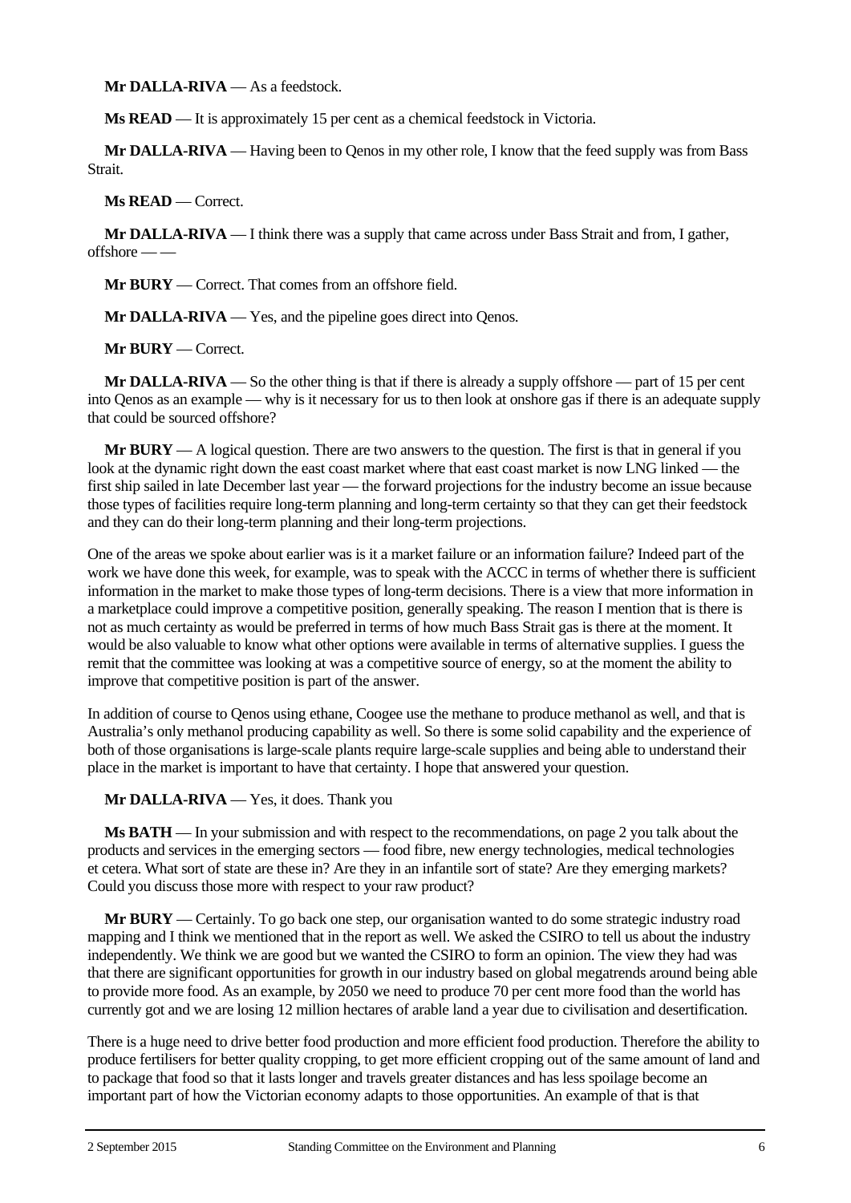**Mr DALLA-RIVA** — As a feedstock.

**Ms READ** — It is approximately 15 per cent as a chemical feedstock in Victoria.

**Mr DALLA-RIVA** — Having been to Qenos in my other role, I know that the feed supply was from Bass Strait.

**Ms READ** — Correct.

**Mr DALLA-RIVA** — I think there was a supply that came across under Bass Strait and from, I gather, offshore — —

**Mr BURY** — Correct. That comes from an offshore field.

**Mr DALLA-RIVA** — Yes, and the pipeline goes direct into Qenos.

**Mr BURY** — Correct.

**Mr DALLA-RIVA** — So the other thing is that if there is already a supply offshore — part of 15 per cent into Qenos as an example — why is it necessary for us to then look at onshore gas if there is an adequate supply that could be sourced offshore?

**Mr BURY** — A logical question. There are two answers to the question. The first is that in general if you look at the dynamic right down the east coast market where that east coast market is now LNG linked — the first ship sailed in late December last year — the forward projections for the industry become an issue because those types of facilities require long-term planning and long-term certainty so that they can get their feedstock and they can do their long-term planning and their long-term projections.

One of the areas we spoke about earlier was is it a market failure or an information failure? Indeed part of the work we have done this week, for example, was to speak with the ACCC in terms of whether there is sufficient information in the market to make those types of long-term decisions. There is a view that more information in a marketplace could improve a competitive position, generally speaking. The reason I mention that is there is not as much certainty as would be preferred in terms of how much Bass Strait gas is there at the moment. It would be also valuable to know what other options were available in terms of alternative supplies. I guess the remit that the committee was looking at was a competitive source of energy, so at the moment the ability to improve that competitive position is part of the answer.

In addition of course to Qenos using ethane, Coogee use the methane to produce methanol as well, and that is Australia's only methanol producing capability as well. So there is some solid capability and the experience of both of those organisations is large-scale plants require large-scale supplies and being able to understand their place in the market is important to have that certainty. I hope that answered your question.

**Mr DALLA-RIVA** — Yes, it does. Thank you

**Ms BATH** — In your submission and with respect to the recommendations, on page 2 you talk about the products and services in the emerging sectors — food fibre, new energy technologies, medical technologies et cetera. What sort of state are these in? Are they in an infantile sort of state? Are they emerging markets? Could you discuss those more with respect to your raw product?

**Mr BURY** — Certainly. To go back one step, our organisation wanted to do some strategic industry road mapping and I think we mentioned that in the report as well. We asked the CSIRO to tell us about the industry independently. We think we are good but we wanted the CSIRO to form an opinion. The view they had was that there are significant opportunities for growth in our industry based on global megatrends around being able to provide more food. As an example, by 2050 we need to produce 70 per cent more food than the world has currently got and we are losing 12 million hectares of arable land a year due to civilisation and desertification.

There is a huge need to drive better food production and more efficient food production. Therefore the ability to produce fertilisers for better quality cropping, to get more efficient cropping out of the same amount of land and to package that food so that it lasts longer and travels greater distances and has less spoilage become an important part of how the Victorian economy adapts to those opportunities. An example of that is that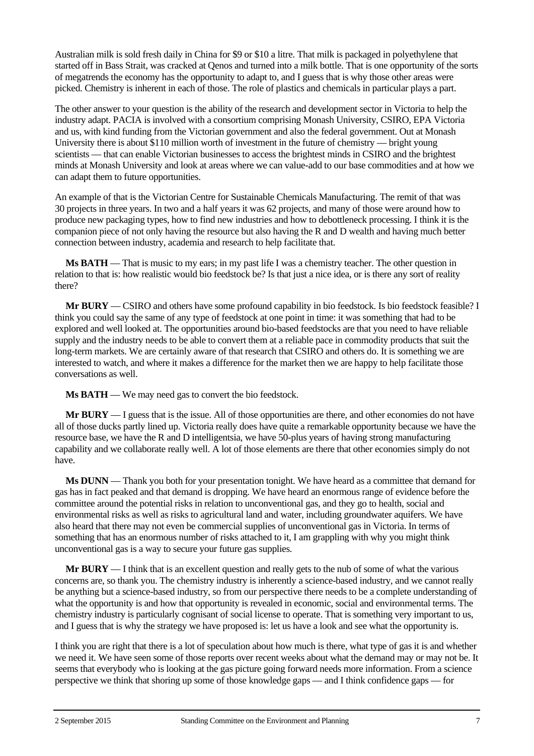Australian milk is sold fresh daily in China for $9 or $10 a litre. That milk is packaged in polyethylene that started off in Bass Strait, was cracked at Qenos and turned into a milk bottle. That is one opportunity of the sorts of megatrends the economy has the opportunity to adapt to, and I guess that is why those other areas were picked. Chemistry is inherent in each of those. The role of plastics and chemicals in particular plays a part.

The other answer to your question is the ability of the research and development sector in Victoria to help the industry adapt. PACIA is involved with a consortium comprising Monash University, CSIRO, EPA Victoria and us, with kind funding from the Victorian government and also the federal government. Out at Monash University there is about $110 million worth of investment in the future of chemistry — bright young scientists — that can enable Victorian businesses to access the brightest minds in CSIRO and the brightest minds at Monash University and look at areas where we can value-add to our base commodities and at how we can adapt them to future opportunities.

An example of that is the Victorian Centre for Sustainable Chemicals Manufacturing. The remit of that was 30 projects in three years. In two and a half years it was 62 projects, and many of those were around how to produce new packaging types, how to find new industries and how to debottleneck processing. I think it is the companion piece of not only having the resource but also having the R and D wealth and having much better connection between industry, academia and research to help facilitate that.

**Ms BATH** — That is music to my ears; in my past life I was a chemistry teacher. The other question in relation to that is: how realistic would bio feedstock be? Is that just a nice idea, or is there any sort of reality there?

**Mr BURY** — CSIRO and others have some profound capability in bio feedstock. Is bio feedstock feasible? I think you could say the same of any type of feedstock at one point in time: it was something that had to be explored and well looked at. The opportunities around bio-based feedstocks are that you need to have reliable supply and the industry needs to be able to convert them at a reliable pace in commodity products that suit the long-term markets. We are certainly aware of that research that CSIRO and others do. It is something we are interested to watch, and where it makes a difference for the market then we are happy to help facilitate those conversations as well.

**Ms BATH** — We may need gas to convert the bio feedstock.

**Mr BURY** — I guess that is the issue. All of those opportunities are there, and other economies do not have all of those ducks partly lined up. Victoria really does have quite a remarkable opportunity because we have the resource base, we have the R and D intelligentsia, we have 50-plus years of having strong manufacturing capability and we collaborate really well. A lot of those elements are there that other economies simply do not have.

**Ms DUNN** — Thank you both for your presentation tonight. We have heard as a committee that demand for gas has in fact peaked and that demand is dropping. We have heard an enormous range of evidence before the committee around the potential risks in relation to unconventional gas, and they go to health, social and environmental risks as well as risks to agricultural land and water, including groundwater aquifers. We have also heard that there may not even be commercial supplies of unconventional gas in Victoria. In terms of something that has an enormous number of risks attached to it, I am grappling with why you might think unconventional gas is a way to secure your future gas supplies.

**Mr BURY** — I think that is an excellent question and really gets to the nub of some of what the various concerns are, so thank you. The chemistry industry is inherently a science-based industry, and we cannot really be anything but a science-based industry, so from our perspective there needs to be a complete understanding of what the opportunity is and how that opportunity is revealed in economic, social and environmental terms. The chemistry industry is particularly cognisant of social license to operate. That is something very important to us, and I guess that is why the strategy we have proposed is: let us have a look and see what the opportunity is.

I think you are right that there is a lot of speculation about how much is there, what type of gas it is and whether we need it. We have seen some of those reports over recent weeks about what the demand may or may not be. It seems that everybody who is looking at the gas picture going forward needs more information. From a science perspective we think that shoring up some of those knowledge gaps — and I think confidence gaps — for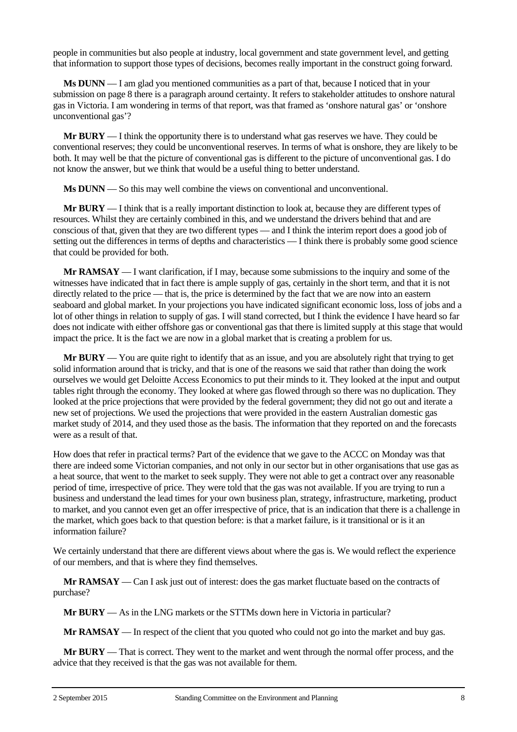people in communities but also people at industry, local government and state government level, and getting that information to support those types of decisions, becomes really important in the construct going forward.

**Ms DUNN** — I am glad you mentioned communities as a part of that, because I noticed that in your submission on page 8 there is a paragraph around certainty. It refers to stakeholder attitudes to onshore natural gas in Victoria. I am wondering in terms of that report, was that framed as 'onshore natural gas' or 'onshore unconventional gas'?

**Mr BURY** — I think the opportunity there is to understand what gas reserves we have. They could be conventional reserves; they could be unconventional reserves. In terms of what is onshore, they are likely to be both. It may well be that the picture of conventional gas is different to the picture of unconventional gas. I do not know the answer, but we think that would be a useful thing to better understand.

**Ms DUNN** — So this may well combine the views on conventional and unconventional.

**Mr BURY** — I think that is a really important distinction to look at, because they are different types of resources. Whilst they are certainly combined in this, and we understand the drivers behind that and are conscious of that, given that they are two different types — and I think the interim report does a good job of setting out the differences in terms of depths and characteristics — I think there is probably some good science that could be provided for both.

**Mr RAMSAY** — I want clarification, if I may, because some submissions to the inquiry and some of the witnesses have indicated that in fact there is ample supply of gas, certainly in the short term, and that it is not directly related to the price — that is, the price is determined by the fact that we are now into an eastern seaboard and global market. In your projections you have indicated significant economic loss, loss of jobs and a lot of other things in relation to supply of gas. I will stand corrected, but I think the evidence I have heard so far does not indicate with either offshore gas or conventional gas that there is limited supply at this stage that would impact the price. It is the fact we are now in a global market that is creating a problem for us.

**Mr BURY** — You are quite right to identify that as an issue, and you are absolutely right that trying to get solid information around that is tricky, and that is one of the reasons we said that rather than doing the work ourselves we would get Deloitte Access Economics to put their minds to it. They looked at the input and output tables right through the economy. They looked at where gas flowed through so there was no duplication. They looked at the price projections that were provided by the federal government; they did not go out and iterate a new set of projections. We used the projections that were provided in the eastern Australian domestic gas market study of 2014, and they used those as the basis. The information that they reported on and the forecasts were as a result of that.

How does that refer in practical terms? Part of the evidence that we gave to the ACCC on Monday was that there are indeed some Victorian companies, and not only in our sector but in other organisations that use gas as a heat source, that went to the market to seek supply. They were not able to get a contract over any reasonable period of time, irrespective of price. They were told that the gas was not available. If you are trying to run a business and understand the lead times for your own business plan, strategy, infrastructure, marketing, product to market, and you cannot even get an offer irrespective of price, that is an indication that there is a challenge in the market, which goes back to that question before: is that a market failure, is it transitional or is it an information failure?

We certainly understand that there are different views about where the gas is. We would reflect the experience of our members, and that is where they find themselves.

**Mr RAMSAY** — Can I ask just out of interest: does the gas market fluctuate based on the contracts of purchase?

**Mr BURY** — As in the LNG markets or the STTMs down here in Victoria in particular?

**Mr RAMSAY** — In respect of the client that you quoted who could not go into the market and buy gas.

**Mr BURY** — That is correct. They went to the market and went through the normal offer process, and the advice that they received is that the gas was not available for them.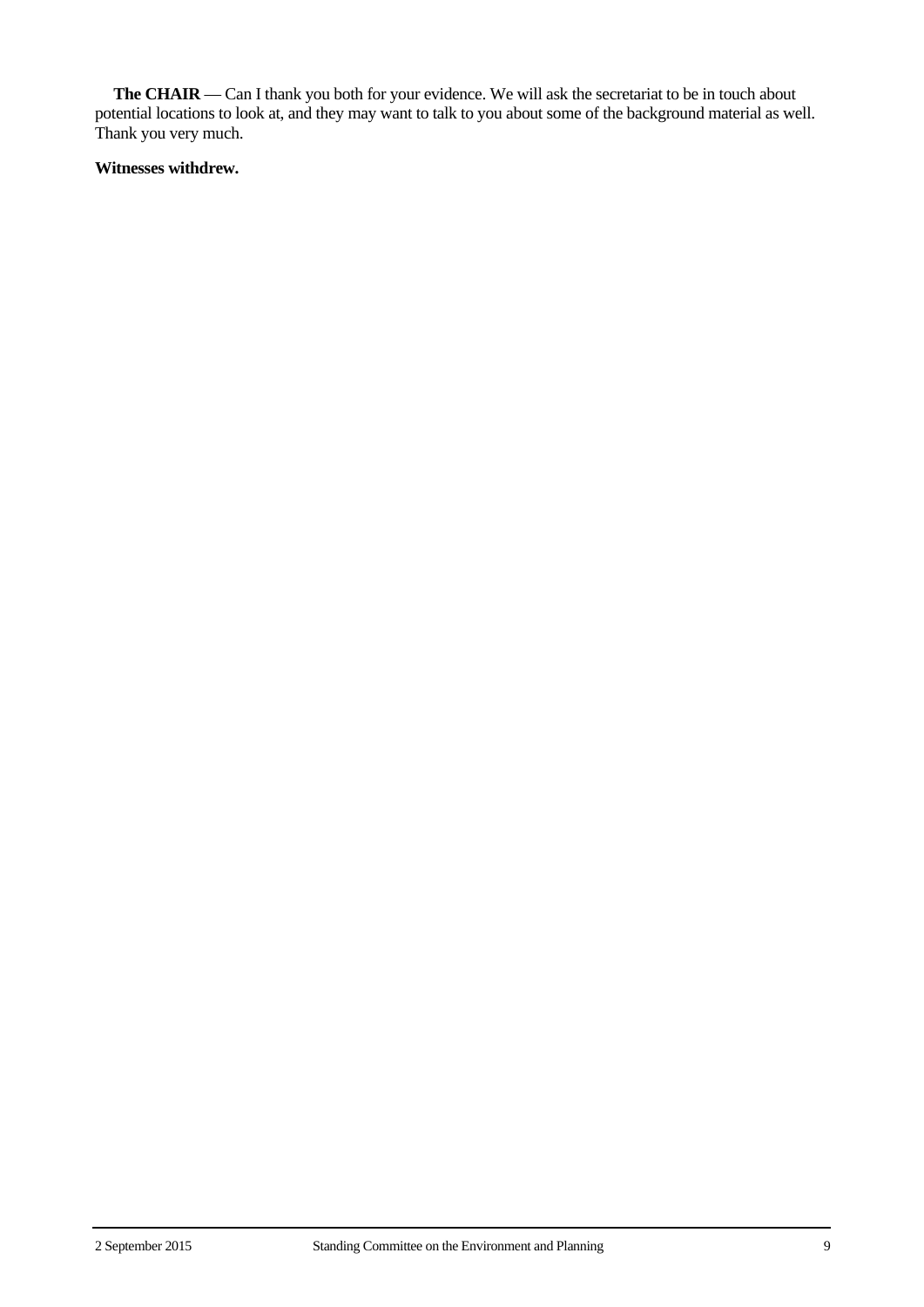**The CHAIR** — Can I thank you both for your evidence. We will ask the secretariat to be in touch about potential locations to look at, and they may want to talk to you about some of the background material as well. Thank you very much.

**Witnesses withdrew.**